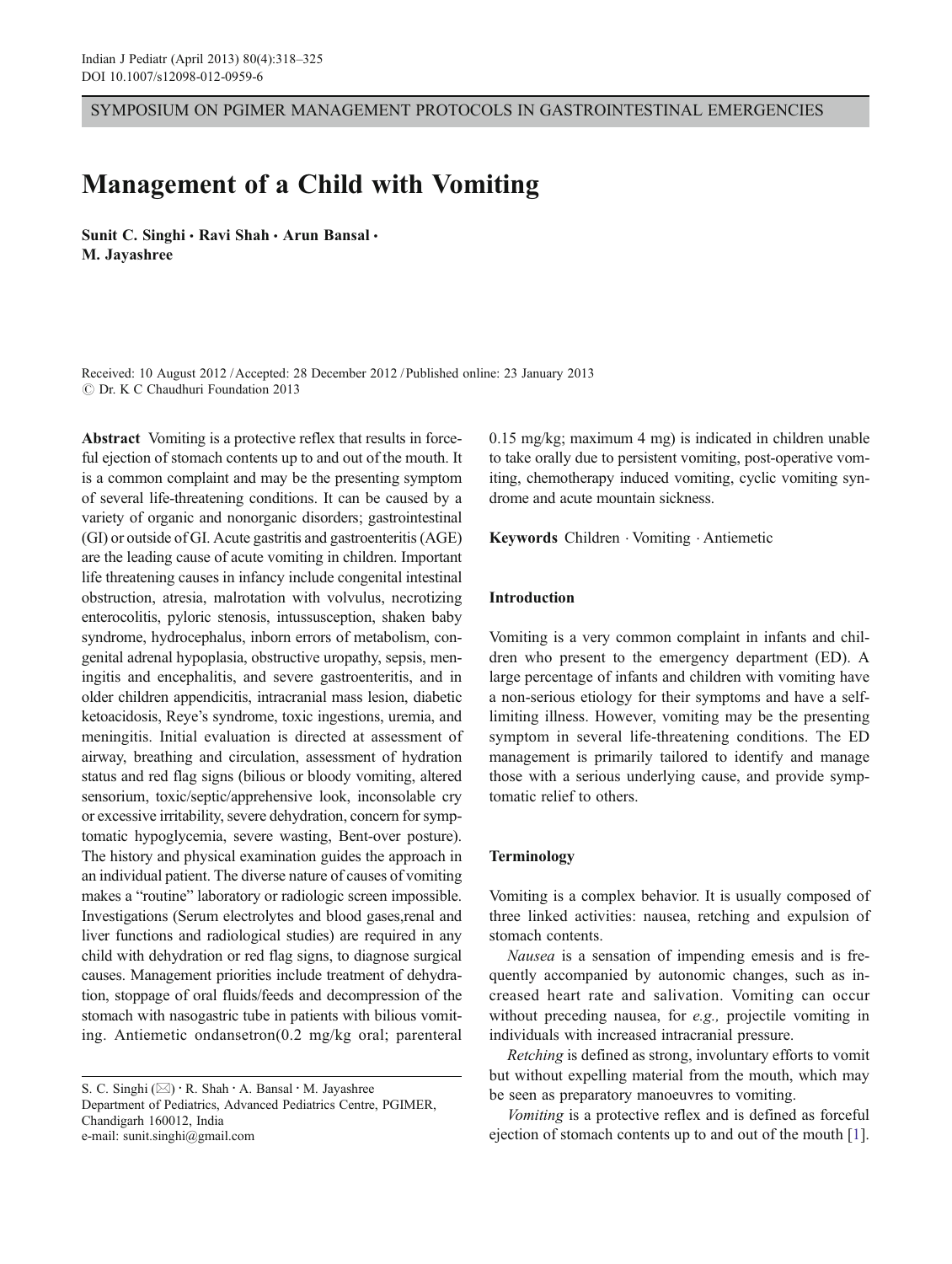SYMPOSIUM ON PGIMER MANAGEMENT PROTOCOLS IN GASTROINTESTINAL EMERGENCIES

# Management of a Child with Vomiting

**Sunit C. Singhi · Ravi Shah · Arun Bansal · M. Jayashree**

Received: 10 August 2012 / Accepted: 28 December 2012 / Published online: 23 January 2013
© Dr. K C Chaudhuri Foundation 2013

**Abstract** Vomiting is a protective reflex that results in forceful ejection of stomach contents up to and out of the mouth. It is a common complaint and may be the presenting symptom of several life-threatening conditions. It can be caused by a variety of organic and nonorganic disorders; gastrointestinal (GI) or outside of GI. Acute gastritis and gastroenteritis (AGE) are the leading cause of acute vomiting in children. Important life threatening causes in infancy include congenital intestinal obstruction, atresia, malrotation with volvulus, necrotizing enterocolitis, pyloric stenosis, intussusception, shaken baby syndrome, hydrocephalus, inborn errors of metabolism, congenital adrenal hypoplasia, obstructive uropathy, sepsis, meningitis and encephalitis, and severe gastroenteritis, and in older children appendicitis, intracranial mass lesion, diabetic ketoacidosis, Reye's syndrome, toxic ingestions, uremia, and meningitis. Initial evaluation is directed at assessment of airway, breathing and circulation, assessment of hydration status and red flag signs (bilious or bloody vomiting, altered sensorium, toxic/septic/apprehensive look, inconsolable cry or excessive irritability, severe dehydration, concern for symptomatic hypoglycemia, severe wasting, Bent-over posture). The history and physical examination guides the approach in an individual patient. The diverse nature of causes of vomiting makes a "routine" laboratory or radiologic screen impossible. Investigations (Serum electrolytes and blood gases,renal and liver functions and radiological studies) are required in any child with dehydration or red flag signs, to diagnose surgical causes. Management priorities include treatment of dehydration, stoppage of oral fluids/feeds and decompression of the stomach with nasogastric tube in patients with bilious vomiting. Antiemetic ondansetron(0.2 mg/kg oral; parenteral 0.15 mg/kg; maximum 4 mg) is indicated in children unable to take orally due to persistent vomiting, post-operative vomiting, chemotherapy induced vomiting, cyclic vomiting syndrome and acute mountain sickness.

**Keywords** Children · Vomiting · Antiemetic

S. C. Singhi (✉) · R. Shah · A. Bansal · M. Jayashree
Department of Pediatrics, Advanced Pediatrics Centre, PGIMER, Chandigarh 160012, India
e-mail: sunit.singhi@gmail.com

## Introduction

Vomiting is a very common complaint in infants and children who present to the emergency department (ED). A large percentage of infants and children with vomiting have a non-serious etiology for their symptoms and have a self-limiting illness. However, vomiting may be the presenting symptom in several life-threatening conditions. The ED management is primarily tailored to identify and manage those with a serious underlying cause, and provide symptomatic relief to others.

## Terminology

Vomiting is a complex behavior. It is usually composed of three linked activities: nausea, retching and expulsion of stomach contents.

*Nausea* is a sensation of impending emesis and is frequently accompanied by autonomic changes, such as increased heart rate and salivation. Vomiting can occur without preceding nausea, for *e.g.,* projectile vomiting in individuals with increased intracranial pressure.

*Retching* is defined as strong, involuntary efforts to vomit but without expelling material from the mouth, which may be seen as preparatory manoeuvres to vomiting.

*Vomiting* is a protective reflex and is defined as forceful ejection of stomach contents up to and out of the mouth [1].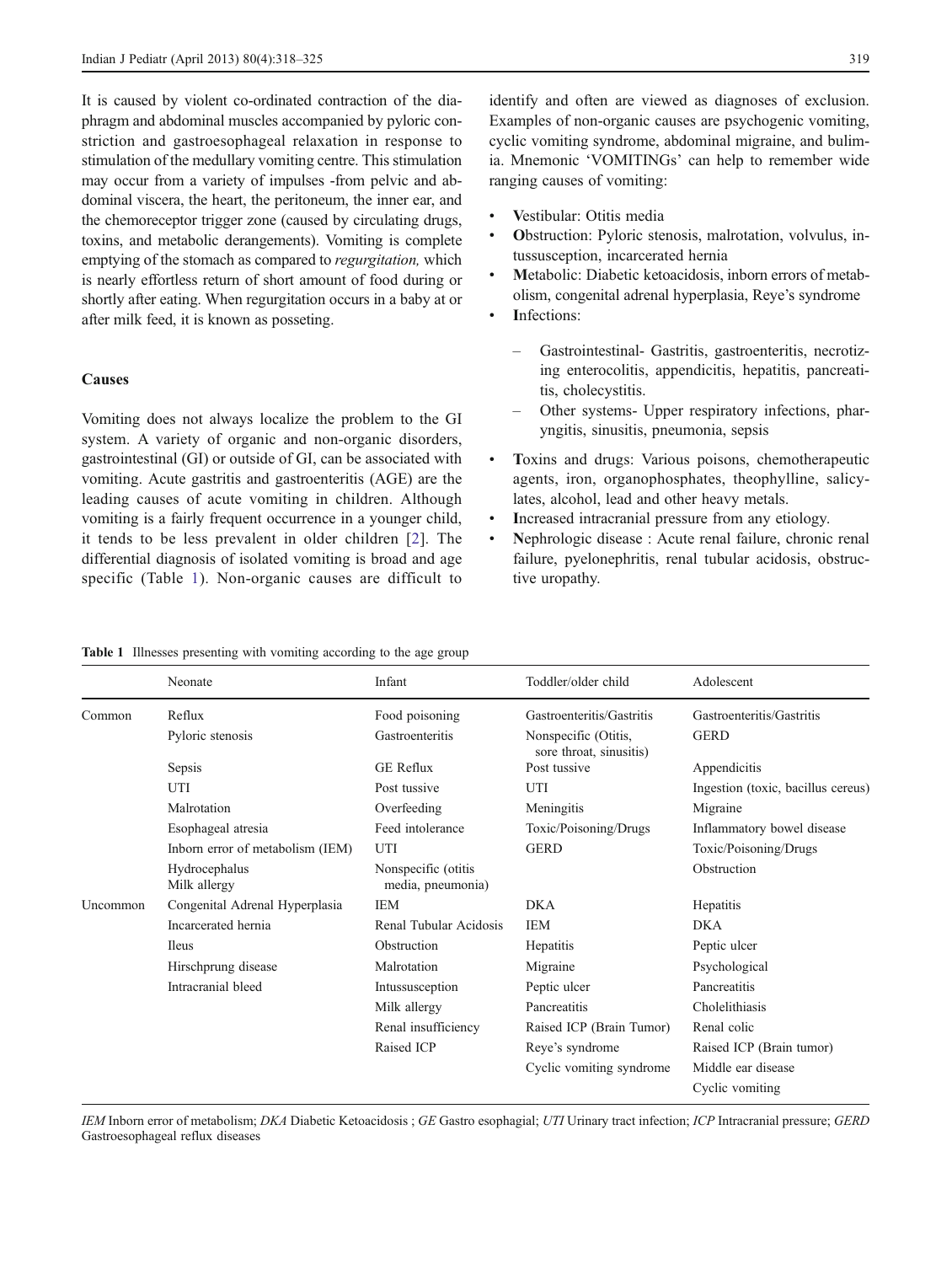It is caused by violent co-ordinated contraction of the diaphragm and abdominal muscles accompanied by pyloric constriction and gastroesophageal relaxation in response to stimulation of the medullary vomiting centre. This stimulation may occur from a variety of impulses -from pelvic and abdominal viscera, the heart, the peritoneum, the inner ear, and the chemoreceptor trigger zone (caused by circulating drugs, toxins, and metabolic derangements). Vomiting is complete emptying of the stomach as compared to *regurgitation,* which is nearly effortless return of short amount of food during or shortly after eating. When regurgitation occurs in a baby at or after milk feed, it is known as posseting.

### Causes

Vomiting does not always localize the problem to the GI system. A variety of organic and non-organic disorders, gastrointestinal (GI) or outside of GI, can be associated with vomiting. Acute gastritis and gastroenteritis (AGE) are the leading causes of acute vomiting in children. Although vomiting is a fairly frequent occurrence in a younger child, it tends to be less prevalent in older children [2]. The differential diagnosis of isolated vomiting is broad and age specific (Table 1). Non-organic causes are difficult to identify and often are viewed as diagnoses of exclusion. Examples of non-organic causes are psychogenic vomiting, cyclic vomiting syndrome, abdominal migraine, and bulimia. Mnemonic 'VOMITINGs' can help to remember wide ranging causes of vomiting:

- **V**estibular: Otitis media
- **O**bstruction: Pyloric stenosis, malrotation, volvulus, intussusception, incarcerated hernia
- **M**etabolic: Diabetic ketoacidosis, inborn errors of metabolism, congenital adrenal hyperplasia, Reye's syndrome
- **I**nfections:
  - Gastrointestinal- Gastritis, gastroenteritis, necrotizing enterocolitis, appendicitis, hepatitis, pancreatitis, cholecystitis.
  - Other systems- Upper respiratory infections, pharyngitis, sinusitis, pneumonia, sepsis
- **T**oxins and drugs: Various poisons, chemotherapeutic agents, iron, organophosphates, theophylline, salicylates, alcohol, lead and other heavy metals.
- **I**ncreased intracranial pressure from any etiology.
- **N**ephrologic disease : Acute renal failure, chronic renal failure, pyelonephritis, renal tubular acidosis, obstructive uropathy.

**Table 1** Illnesses presenting with vomiting according to the age group

| | Neonate | Infant | Toddler/older child | Adolescent |
|---|---|---|---|---|
| Common | Reflux | Food poisoning | Gastroenteritis/Gastritis | Gastroenteritis/Gastritis |
| | Pyloric stenosis | Gastroenteritis | Nonspecific (Otitis, sore throat, sinusitis) | GERD |
| | Sepsis | GE Reflux | Post tussive | Appendicitis |
| | UTI | Post tussive | UTI | Ingestion (toxic, bacillus cereus) |
| | Malrotation | Overfeeding | Meningitis | Migraine |
| | Esophageal atresia | Feed intolerance | Toxic/Poisoning/Drugs | Inflammatory bowel disease |
| | Inborn error of metabolism (IEM) | UTI | GERD | Toxic/Poisoning/Drugs |
| | Hydrocephalus Milk allergy | Nonspecific (otitis media, pneumonia) | | Obstruction |
| Uncommon | Congenital Adrenal Hyperplasia | IEM | DKA | Hepatitis |
| | Incarcerated hernia | Renal Tubular Acidosis | IEM | DKA |
| | Ileus | Obstruction | Hepatitis | Peptic ulcer |
| | Hirschprung disease | Malrotation | Migraine | Psychological |
| | Intracranial bleed | Intussusception | Peptic ulcer | Pancreatitis |
| | | Milk allergy | Pancreatitis | Cholelithiasis |
| | | Renal insufficiency | Raised ICP (Brain Tumor) | Renal colic |
| | | Raised ICP | Reye's syndrome | Raised ICP (Brain tumor) |
| | | | Cyclic vomiting syndrome | Middle ear disease |
| | | | | Cyclic vomiting |

*IEM* Inborn error of metabolism; *DKA* Diabetic Ketoacidosis ; *GE* Gastro esophagial; *UTI* Urinary tract infection; *ICP* Intracranial pressure; *GERD* Gastroesophageal reflux diseases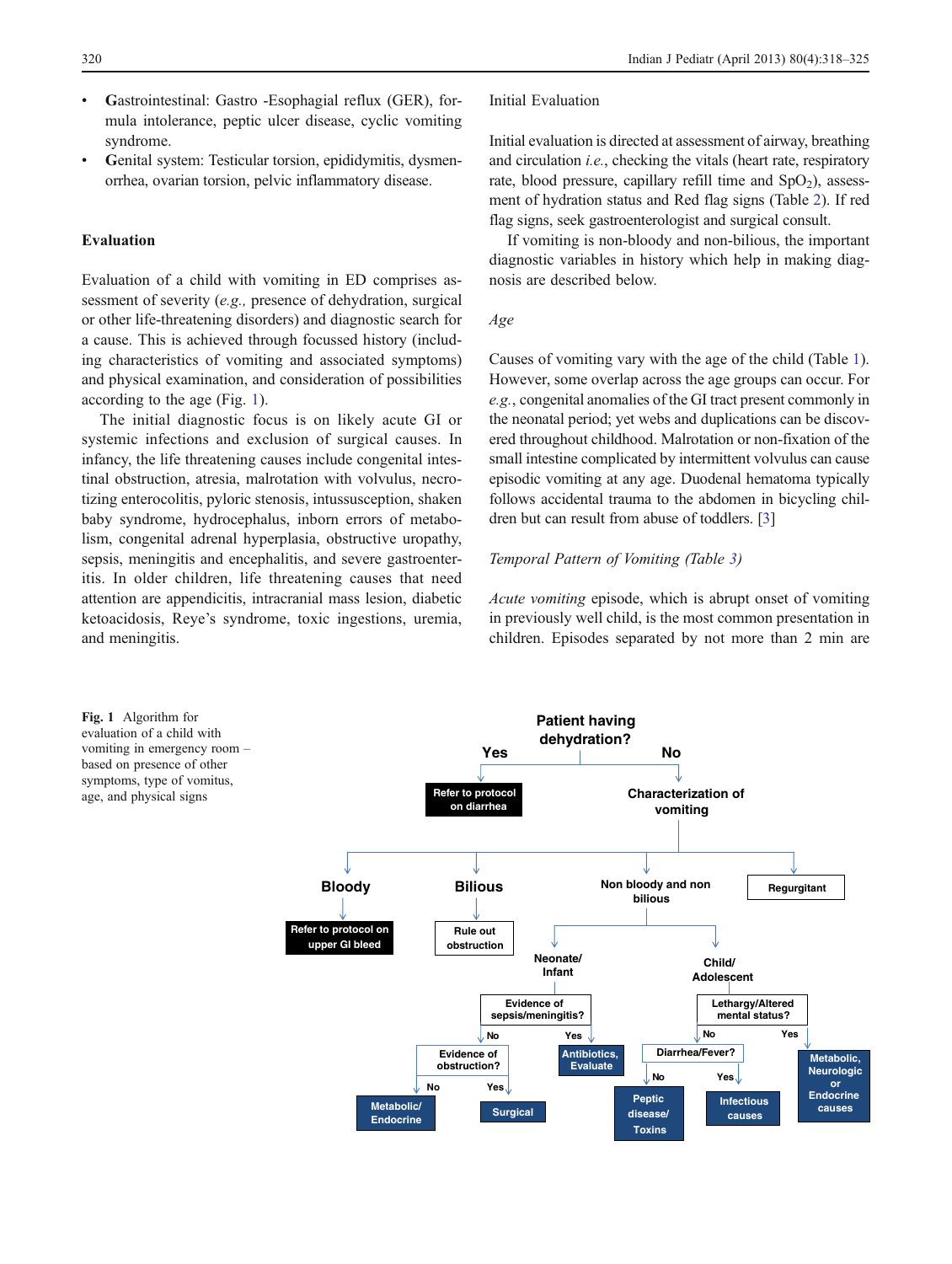- **G**astrointestinal: Gastro -Esophagial reflux (GER), formula intolerance, peptic ulcer disease, cyclic vomiting syndrome.
- **G**enital system: Testicular torsion, epididymitis, dysmenorrhea, ovarian torsion, pelvic inflammatory disease.

## Evaluation

Evaluation of a child with vomiting in ED comprises assessment of severity (*e.g.,* presence of dehydration, surgical or other life-threatening disorders) and diagnostic search for a cause. This is achieved through focussed history (including characteristics of vomiting and associated symptoms) and physical examination, and consideration of possibilities according to the age (Fig. 1).

The initial diagnostic focus is on likely acute GI or systemic infections and exclusion of surgical causes. In infancy, the life threatening causes include congenital intestinal obstruction, atresia, malrotation with volvulus, necrotizing enterocolitis, pyloric stenosis, intussusception, shaken baby syndrome, hydrocephalus, inborn errors of metabolism, congenital adrenal hyperplasia, obstructive uropathy, sepsis, meningitis and encephalitis, and severe gastroenteritis. In older children, life threatening causes that need attention are appendicitis, intracranial mass lesion, diabetic ketoacidosis, Reye's syndrome, toxic ingestions, uremia, and meningitis.

### Initial Evaluation

Initial evaluation is directed at assessment of airway, breathing and circulation *i.e.*, checking the vitals (heart rate, respiratory rate, blood pressure, capillary refill time and $SpO_2$), assessment of hydration status and Red flag signs (Table 2). If red flag signs, seek gastroenterologist and surgical consult.

If vomiting is non-bloody and non-bilious, the important diagnostic variables in history which help in making diagnosis are described below.

*Age*

Causes of vomiting vary with the age of the child (Table 1). However, some overlap across the age groups can occur. For *e.g.*, congenital anomalies of the GI tract present commonly in the neonatal period; yet webs and duplications can be discovered throughout childhood. Malrotation or non-fixation of the small intestine complicated by intermittent volvulus can cause episodic vomiting at any age. Duodenal hematoma typically follows accidental trauma to the abdomen in bicycling children but can result from abuse of toddlers. [3]

*Temporal Pattern of Vomiting (Table 3)*

*Acute vomiting* episode, which is abrupt onset of vomiting in previously well child, is the most common presentation in children. Episodes separated by not more than 2 min are

Patient having dehydration?
- Yes → Refer to protocol on diarrhea
- No → Characterization of vomiting
  - Bloody → Refer to protocol on upper GI bleed
  - Bilious → Rule out obstruction
  - Non bloody and non bilious
    - Neonate/ Infant → Evidence of sepsis/meningitis?
      - Yes → Antibiotics, Evaluate
      - No → Evidence of obstruction?
        - Yes → Surgical
        - No → Metabolic/ Endocrine
    - Child/ Adolescent → Lethargy/Altered mental status?
      - Yes → Metabolic, Neurologic or Endocrine causes
      - No → Diarrhea/Fever?
        - Yes → Infectious causes
        - No → Peptic disease/ Toxins
  - Regurgitant

**Fig. 1** Algorithm for evaluation of a child with vomiting in emergency room – based on presence of other symptoms, type of vomitus, age, and physical signs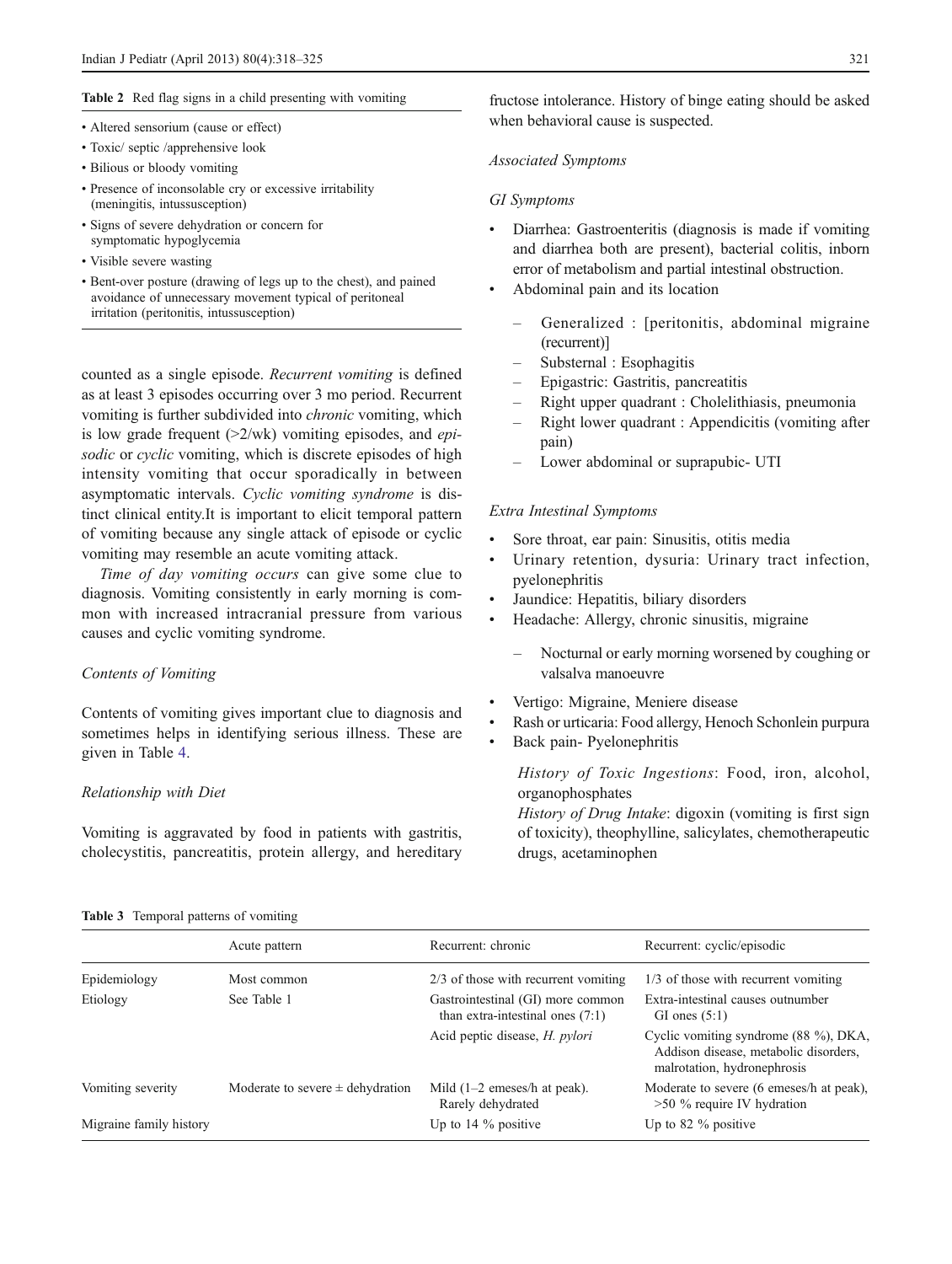**Table 2** Red flag signs in a child presenting with vomiting

- Altered sensorium (cause or effect)
- Toxic/ septic /apprehensive look
- Bilious or bloody vomiting
- Presence of inconsolable cry or excessive irritability (meningitis, intussusception)
- Signs of severe dehydration or concern for symptomatic hypoglycemia
- Visible severe wasting
- Bent-over posture (drawing of legs up to the chest), and pained avoidance of unnecessary movement typical of peritoneal irritation (peritonitis, intussusception)

counted as a single episode. *Recurrent vomiting* is defined as at least 3 episodes occurring over 3 mo period. Recurrent vomiting is further subdivided into *chronic* vomiting, which is low grade frequent (>2/wk) vomiting episodes, and *episodic* or *cyclic* vomiting, which is discrete episodes of high intensity vomiting that occur sporadically in between asymptomatic intervals. *Cyclic vomiting syndrome* is distinct clinical entity.It is important to elicit temporal pattern of vomiting because any single attack of episode or cyclic vomiting may resemble an acute vomiting attack.

*Time of day vomiting occurs* can give some clue to diagnosis. Vomiting consistently in early morning is common with increased intracranial pressure from various causes and cyclic vomiting syndrome.

*Contents of Vomiting*

Contents of vomiting gives important clue to diagnosis and sometimes helps in identifying serious illness. These are given in Table 4.

*Relationship with Diet*

Vomiting is aggravated by food in patients with gastritis, cholecystitis, pancreatitis, protein allergy, and hereditary fructose intolerance. History of binge eating should be asked when behavioral cause is suspected.

*Associated Symptoms*

*GI Symptoms*

- Diarrhea: Gastroenteritis (diagnosis is made if vomiting and diarrhea both are present), bacterial colitis, inborn error of metabolism and partial intestinal obstruction.
- Abdominal pain and its location
  - Generalized : [peritonitis, abdominal migraine (recurrent)]
  - Substernal : Esophagitis
  - Epigastric: Gastritis, pancreatitis
  - Right upper quadrant : Cholelithiasis, pneumonia
  - Right lower quadrant : Appendicitis (vomiting after pain)
  - Lower abdominal or suprapubic- UTI

*Extra Intestinal Symptoms*

- Sore throat, ear pain: Sinusitis, otitis media
- Urinary retention, dysuria: Urinary tract infection, pyelonephritis
- Jaundice: Hepatitis, biliary disorders
- Headache: Allergy, chronic sinusitis, migraine
  - Nocturnal or early morning worsened by coughing or valsalva manoeuvre
- Vertigo: Migraine, Meniere disease
- Rash or urticaria: Food allergy, Henoch Schonlein purpura
- Back pain- Pyelonephritis

*History of Toxic Ingestions*: Food, iron, alcohol, organophosphates

*History of Drug Intake*: digoxin (vomiting is first sign of toxicity), theophylline, salicylates, chemotherapeutic drugs, acetaminophen

**Table 3** Temporal patterns of vomiting

| | Acute pattern | Recurrent: chronic | Recurrent: cyclic/episodic |
|---|---|---|---|
| Epidemiology | Most common | 2/3 of those with recurrent vomiting | 1/3 of those with recurrent vomiting |
| Etiology | See Table 1 | Gastrointestinal (GI) more common than extra-intestinal ones (7:1) | Extra-intestinal causes outnumber GI ones (5:1) |
| | | Acid peptic disease, *H. pylori* | Cyclic vomiting syndrome (88 %), DKA, Addison disease, metabolic disorders, malrotation, hydronephrosis |
| Vomiting severity | Moderate to severe ± dehydration | Mild (1–2 emeses/h at peak). Rarely dehydrated | Moderate to severe (6 emeses/h at peak), >50 % require IV hydration |
| Migraine family history | | Up to 14 % positive | Up to 82 % positive |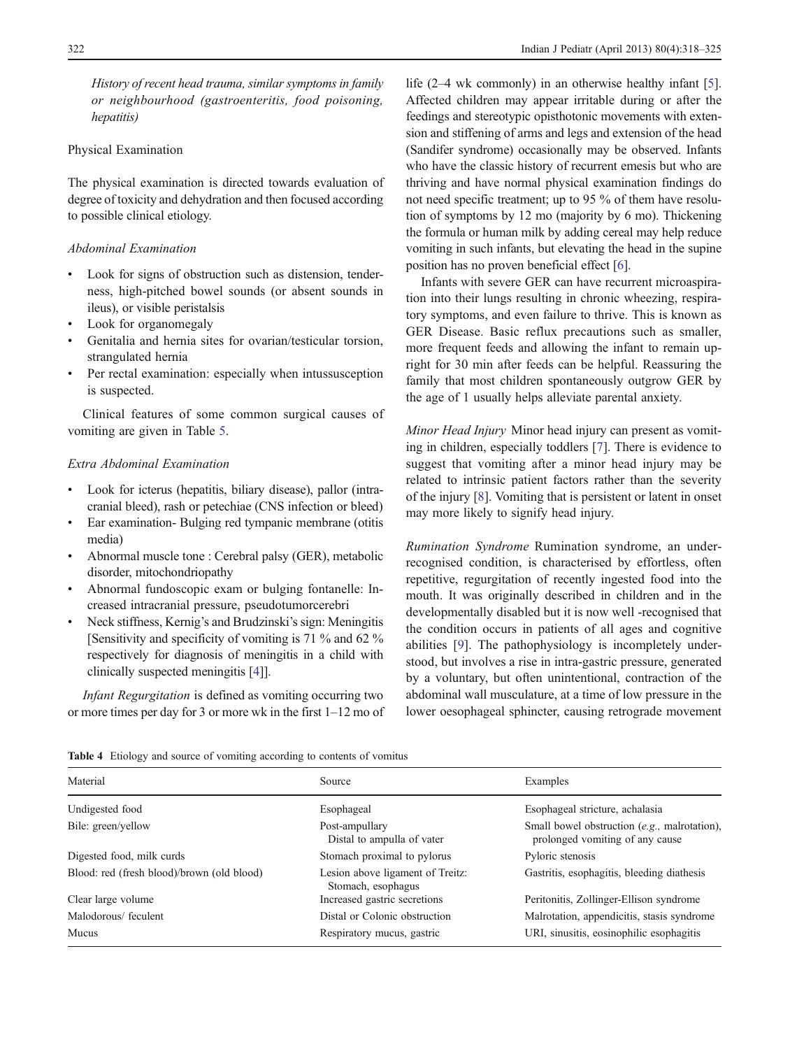*History of recent head trauma, similar symptoms in family or neighbourhood (gastroenteritis, food poisoning, hepatitis)*

Physical Examination

The physical examination is directed towards evaluation of degree of toxicity and dehydration and then focused according to possible clinical etiology.

*Abdominal Examination*

- Look for signs of obstruction such as distension, tenderness, high-pitched bowel sounds (or absent sounds in ileus), or visible peristalsis
- Look for organomegaly
- Genitalia and hernia sites for ovarian/testicular torsion, strangulated hernia
- Per rectal examination: especially when intussusception is suspected.

Clinical features of some common surgical causes of vomiting are given in Table 5.

*Extra Abdominal Examination*

- Look for icterus (hepatitis, biliary disease), pallor (intracranial bleed), rash or petechiae (CNS infection or bleed)
- Ear examination- Bulging red tympanic membrane (otitis media)
- Abnormal muscle tone : Cerebral palsy (GER), metabolic disorder, mitochondriopathy
- Abnormal fundoscopic exam or bulging fontanelle: Increased intracranial pressure, pseudotumorcerebri
- Neck stiffness, Kernig's and Brudzinski's sign: Meningitis [Sensitivity and specificity of vomiting is 71 % and 62 % respectively for diagnosis of meningitis in a child with clinically suspected meningitis [4]].

*Infant Regurgitation* is defined as vomiting occurring two or more times per day for 3 or more wk in the first 1–12 mo of life (2–4 wk commonly) in an otherwise healthy infant [5]. Affected children may appear irritable during or after the feedings and stereotypic opisthotonic movements with extension and stiffening of arms and legs and extension of the head (Sandifer syndrome) occasionally may be observed. Infants who have the classic history of recurrent emesis but who are thriving and have normal physical examination findings do not need specific treatment; up to 95 % of them have resolution of symptoms by 12 mo (majority by 6 mo). Thickening the formula or human milk by adding cereal may help reduce vomiting in such infants, but elevating the head in the supine position has no proven beneficial effect [6].

Infants with severe GER can have recurrent microaspiration into their lungs resulting in chronic wheezing, respiratory symptoms, and even failure to thrive. This is known as GER Disease. Basic reflux precautions such as smaller, more frequent feeds and allowing the infant to remain upright for 30 min after feeds can be helpful. Reassuring the family that most children spontaneously outgrow GER by the age of 1 usually helps alleviate parental anxiety.

*Minor Head Injury* Minor head injury can present as vomiting in children, especially toddlers [7]. There is evidence to suggest that vomiting after a minor head injury may be related to intrinsic patient factors rather than the severity of the injury [8]. Vomiting that is persistent or latent in onset may more likely to signify head injury.

*Rumination Syndrome* Rumination syndrome, an under-recognised condition, is characterised by effortless, often repetitive, regurgitation of recently ingested food into the mouth. It was originally described in children and in the developmentally disabled but it is now well -recognised that the condition occurs in patients of all ages and cognitive abilities [9]. The pathophysiology is incompletely understood, but involves a rise in intra-gastric pressure, generated by a voluntary, but often unintentional, contraction of the abdominal wall musculature, at a time of low pressure in the lower oesophageal sphincter, causing retrograde movement

**Table 4** Etiology and source of vomiting according to contents of vomitus

| Material | Source | Examples |
|---|---|---|
| Undigested food | Esophageal | Esophageal stricture, achalasia |
| Bile: green/yellow | Post-ampullary Distal to ampulla of vater | Small bowel obstruction (*e.g.,* malrotation), prolonged vomiting of any cause |
| Digested food, milk curds | Stomach proximal to pylorus | Pyloric stenosis |
| Blood: red (fresh blood)/brown (old blood) | Lesion above ligament of Treitz: Stomach, esophagus | Gastritis, esophagitis, bleeding diathesis |
| Clear large volume | Increased gastric secretions | Peritonitis, Zollinger-Ellison syndrome |
| Malodorous/ feculent | Distal or Colonic obstruction | Malrotation, appendicitis, stasis syndrome |
| Mucus | Respiratory mucus, gastric | URI, sinusitis, eosinophilic esophagitis |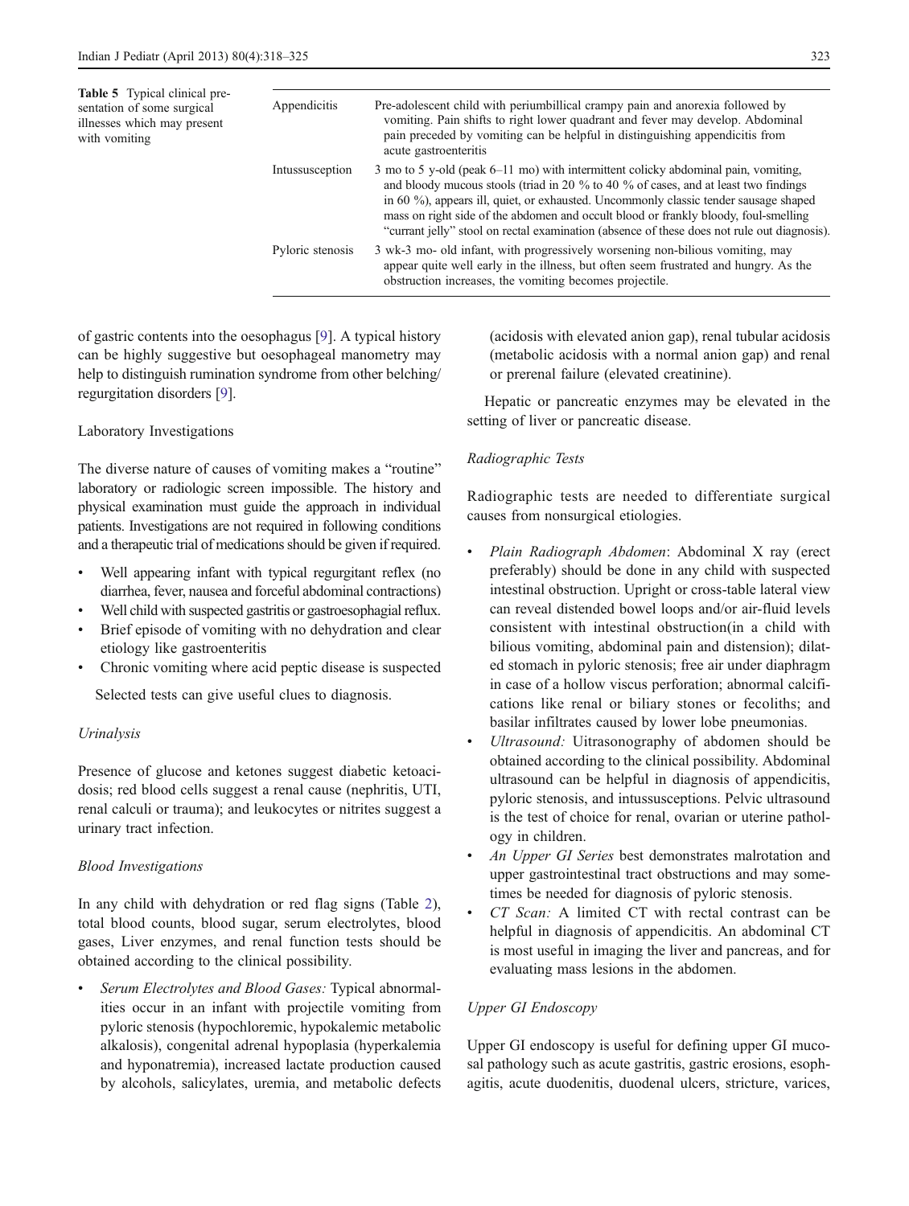**Table 5** Typical clinical presentation of some surgical illnesses which may present with vomiting

| | |
|---|---|
| Appendicitis | Pre-adolescent child with periumbillical crampy pain and anorexia followed by vomiting. Pain shifts to right lower quadrant and fever may develop. Abdominal pain preceded by vomiting can be helpful in distinguishing appendicitis from acute gastroenteritis |
| Intussusception | 3 mo to 5 y-old (peak 6–11 mo) with intermittent colicky abdominal pain, vomiting, and bloody mucous stools (triad in 20 % to 40 % of cases, and at least two findings in 60 %), appears ill, quiet, or exhausted. Uncommonly classic tender sausage shaped mass on right side of the abdomen and occult blood or frankly bloody, foul-smelling "currant jelly" stool on rectal examination (absence of these does not rule out diagnosis). |
| Pyloric stenosis | 3 wk-3 mo- old infant, with progressively worsening non-bilious vomiting, may appear quite well early in the illness, but often seem frustrated and hungry. As the obstruction increases, the vomiting becomes projectile. |

of gastric contents into the oesophagus [9]. A typical history can be highly suggestive but oesophageal manometry may help to distinguish rumination syndrome from other belching/regurgitation disorders [9].

Laboratory Investigations

The diverse nature of causes of vomiting makes a "routine" laboratory or radiologic screen impossible. The history and physical examination must guide the approach in individual patients. Investigations are not required in following conditions and a therapeutic trial of medications should be given if required.

- Well appearing infant with typical regurgitant reflex (no diarrhea, fever, nausea and forceful abdominal contractions)
- Well child with suspected gastritis or gastroesophagial reflux.
- Brief episode of vomiting with no dehydration and clear etiology like gastroenteritis
- Chronic vomiting where acid peptic disease is suspected

Selected tests can give useful clues to diagnosis.

*Urinalysis*

Presence of glucose and ketones suggest diabetic ketoacidosis; red blood cells suggest a renal cause (nephritis, UTI, renal calculi or trauma); and leukocytes or nitrites suggest a urinary tract infection.

*Blood Investigations*

In any child with dehydration or red flag signs (Table 2), total blood counts, blood sugar, serum electrolytes, blood gases, Liver enzymes, and renal function tests should be obtained according to the clinical possibility.

- *Serum Electrolytes and Blood Gases:* Typical abnormalities occur in an infant with projectile vomiting from pyloric stenosis (hypochloremic, hypokalemic metabolic alkalosis), congenital adrenal hypoplasia (hyperkalemia and hyponatremia), increased lactate production caused by alcohols, salicylates, uremia, and metabolic defects (acidosis with elevated anion gap), renal tubular acidosis (metabolic acidosis with a normal anion gap) and renal or prerenal failure (elevated creatinine).

Hepatic or pancreatic enzymes may be elevated in the setting of liver or pancreatic disease.

*Radiographic Tests*

Radiographic tests are needed to differentiate surgical causes from nonsurgical etiologies.

- *Plain Radiograph Abdomen*: Abdominal X ray (erect preferably) should be done in any child with suspected intestinal obstruction. Upright or cross-table lateral view can reveal distended bowel loops and/or air-fluid levels consistent with intestinal obstruction(in a child with bilious vomiting, abdominal pain and distension); dilated stomach in pyloric stenosis; free air under diaphragm in case of a hollow viscus perforation; abnormal calcifications like renal or biliary stones or fecoliths; and basilar infiltrates caused by lower lobe pneumonias.
- *Ultrasound:* Uitrasonography of abdomen should be obtained according to the clinical possibility. Abdominal ultrasound can be helpful in diagnosis of appendicitis, pyloric stenosis, and intussusceptions. Pelvic ultrasound is the test of choice for renal, ovarian or uterine pathology in children.
- *An Upper GI Series* best demonstrates malrotation and upper gastrointestinal tract obstructions and may sometimes be needed for diagnosis of pyloric stenosis.
- *CT Scan:* A limited CT with rectal contrast can be helpful in diagnosis of appendicitis. An abdominal CT is most useful in imaging the liver and pancreas, and for evaluating mass lesions in the abdomen.

*Upper GI Endoscopy*

Upper GI endoscopy is useful for defining upper GI mucosal pathology such as acute gastritis, gastric erosions, esophagitis, acute duodenitis, duodenal ulcers, stricture, varices,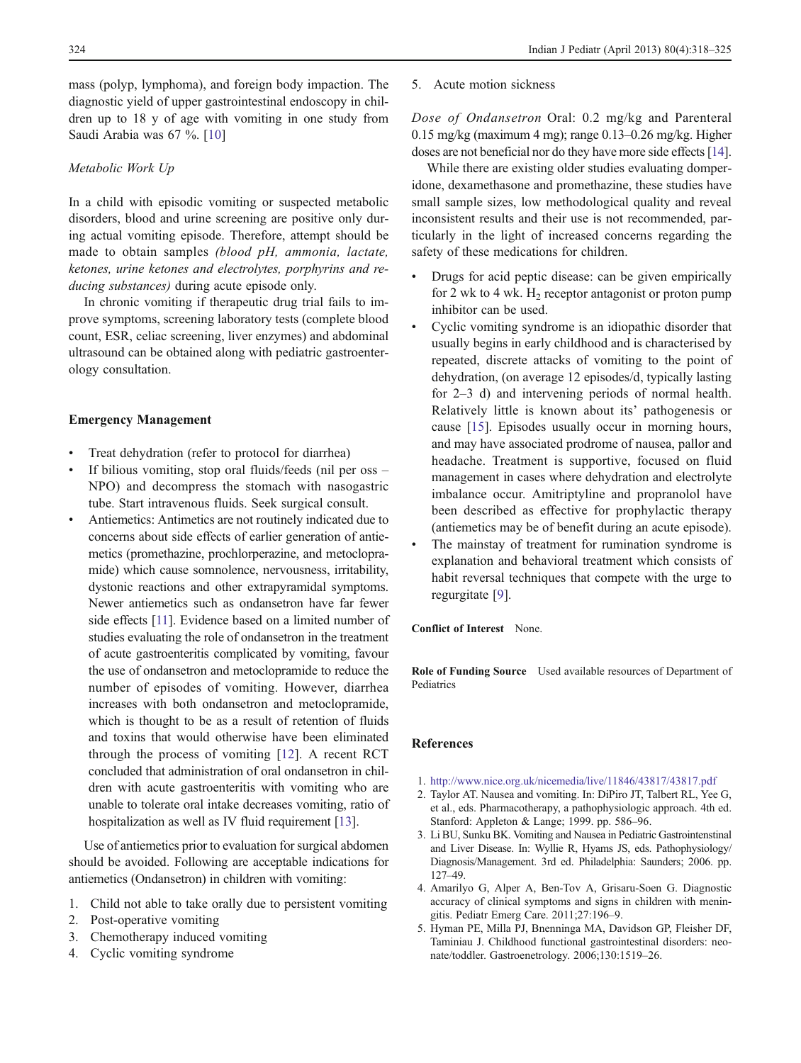mass (polyp, lymphoma), and foreign body impaction. The diagnostic yield of upper gastrointestinal endoscopy in children up to 18 y of age with vomiting in one study from Saudi Arabia was 67 %. [10]

*Metabolic Work Up*

In a child with episodic vomiting or suspected metabolic disorders, blood and urine screening are positive only during actual vomiting episode. Therefore, attempt should be made to obtain samples *(blood pH, ammonia, lactate, ketones, urine ketones and electrolytes, porphyrins and reducing substances)* during acute episode only.

In chronic vomiting if therapeutic drug trial fails to improve symptoms, screening laboratory tests (complete blood count, ESR, celiac screening, liver enzymes) and abdominal ultrasound can be obtained along with pediatric gastroenterology consultation.

## Emergency Management

- Treat dehydration (refer to protocol for diarrhea)
- If bilious vomiting, stop oral fluids/feeds (nil per oss – NPO) and decompress the stomach with nasogastric tube. Start intravenous fluids. Seek surgical consult.
- Antiemetics: Antimetics are not routinely indicated due to concerns about side effects of earlier generation of antiemetics (promethazine, prochlorperazine, and metoclopramide) which cause somnolence, nervousness, irritability, dystonic reactions and other extrapyramidal symptoms. Newer antiemetics such as ondansetron have far fewer side effects [11]. Evidence based on a limited number of studies evaluating the role of ondansetron in the treatment of acute gastroenteritis complicated by vomiting, favour the use of ondansetron and metoclopramide to reduce the number of episodes of vomiting. However, diarrhea increases with both ondansetron and metoclopramide, which is thought to be as a result of retention of fluids and toxins that would otherwise have been eliminated through the process of vomiting [12]. A recent RCT concluded that administration of oral ondansetron in children with acute gastroenteritis with vomiting who are unable to tolerate oral intake decreases vomiting, ratio of hospitalization as well as IV fluid requirement [13].

Use of antiemetics prior to evaluation for surgical abdomen should be avoided. Following are acceptable indications for antiemetics (Ondansetron) in children with vomiting:

1. Child not able to take orally due to persistent vomiting
2. Post-operative vomiting
3. Chemotherapy induced vomiting
4. Cyclic vomiting syndrome
5. Acute motion sickness

*Dose of Ondansetron* Oral: 0.2 mg/kg and Parenteral 0.15 mg/kg (maximum 4 mg); range 0.13–0.26 mg/kg. Higher doses are not beneficial nor do they have more side effects [14].

While there are existing older studies evaluating domperidone, dexamethasone and promethazine, these studies have small sample sizes, low methodological quality and reveal inconsistent results and their use is not recommended, particularly in the light of increased concerns regarding the safety of these medications for children.

- Drugs for acid peptic disease: can be given empirically for 2 wk to 4 wk. $H_2$ receptor antagonist or proton pump inhibitor can be used.
- Cyclic vomiting syndrome is an idiopathic disorder that usually begins in early childhood and is characterised by repeated, discrete attacks of vomiting to the point of dehydration, (on average 12 episodes/d, typically lasting for 2–3 d) and intervening periods of normal health. Relatively little is known about its' pathogenesis or cause [15]. Episodes usually occur in morning hours, and may have associated prodrome of nausea, pallor and headache. Treatment is supportive, focused on fluid management in cases where dehydration and electrolyte imbalance occur. Amitriptyline and propranolol have been described as effective for prophylactic therapy (antiemetics may be of benefit during an acute episode).
- The mainstay of treatment for rumination syndrome is explanation and behavioral treatment which consists of habit reversal techniques that compete with the urge to regurgitate [9].

**Conflict of Interest** None.

**Role of Funding Source** Used available resources of Department of Pediatrics

## References

1. http://www.nice.org.uk/nicemedia/live/11846/43817/43817.pdf
2. Taylor AT. Nausea and vomiting. In: DiPiro JT, Talbert RL, Yee G, et al., eds. Pharmacotherapy, a pathophysiologic approach. 4th ed. Stanford: Appleton & Lange; 1999. pp. 586–96.
3. Li BU, Sunku BK. Vomiting and Nausea in Pediatric Gastrointenstinal and Liver Disease. In: Wyllie R, Hyams JS, eds. Pathophysiology/Diagnosis/Management. 3rd ed. Philadelphia: Saunders; 2006. pp. 127–49.
4. Amarilyo G, Alper A, Ben-Tov A, Grisaru-Soen G. Diagnostic accuracy of clinical symptoms and signs in children with meningitis. Pediatr Emerg Care. 2011;27:196–9.
5. Hyman PE, Milla PJ, Bnenninga MA, Davidson GP, Fleisher DF, Taminiau J. Childhood functional gastrointestinal disorders: neonate/toddler. Gastroenterology. 2006;130:1519–26.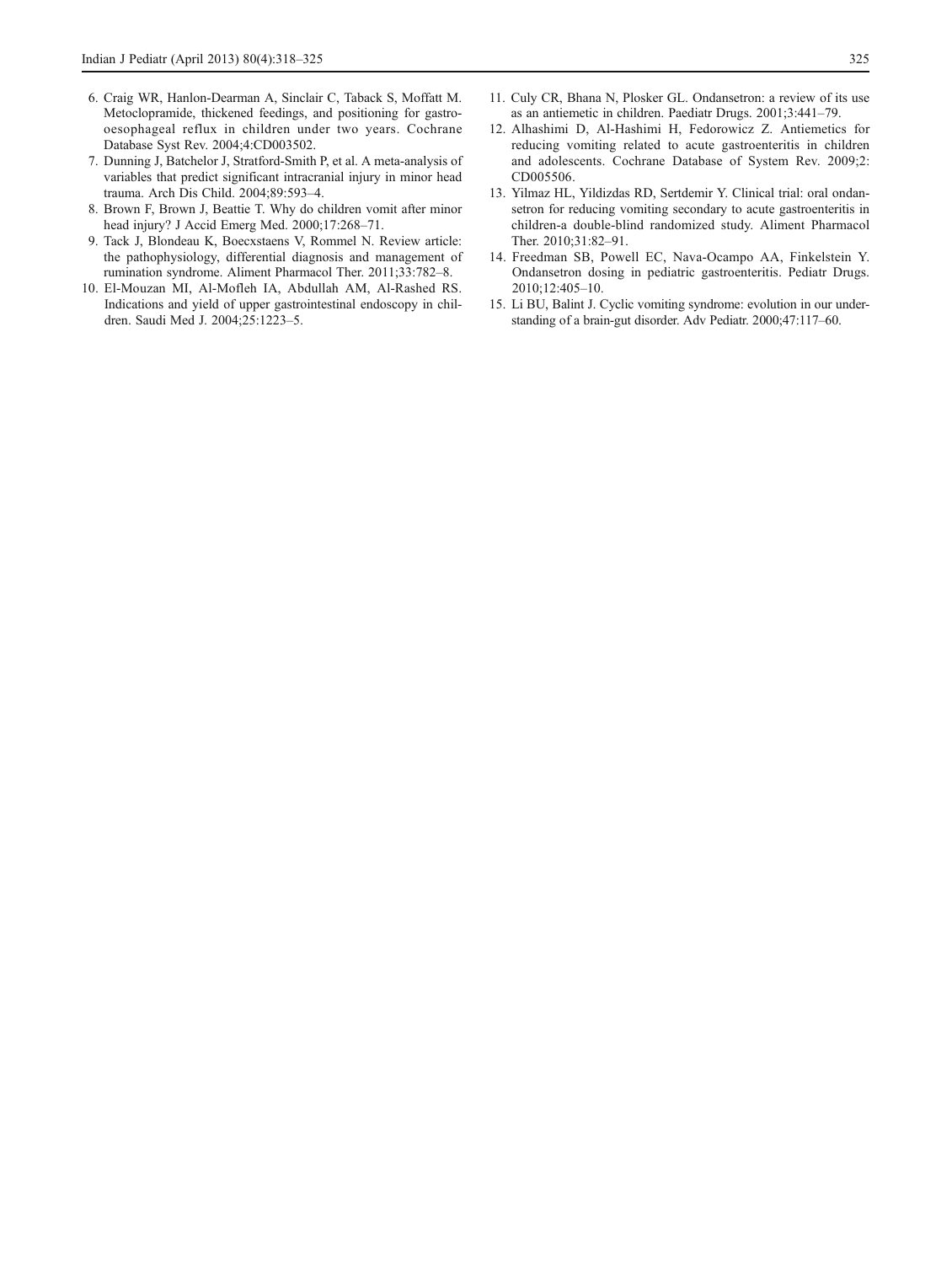6. Craig WR, Hanlon-Dearman A, Sinclair C, Taback S, Moffatt M. Metoclopramide, thickened feedings, and positioning for gastro-oesophageal reflux in children under two years. Cochrane Database Syst Rev. 2004;4:CD003502.
7. Dunning J, Batchelor J, Stratford-Smith P, et al. A meta-analysis of variables that predict significant intracranial injury in minor head trauma. Arch Dis Child. 2004;89:593–4.
8. Brown F, Brown J, Beattie T. Why do children vomit after minor head injury? J Accid Emerg Med. 2000;17:268–71.
9. Tack J, Blondeau K, Boecxstaens V, Rommel N. Review article: the pathophysiology, differential diagnosis and management of rumination syndrome. Aliment Pharmacol Ther. 2011;33:782–8.
10. El-Mouzan MI, Al-Mofleh IA, Abdullah AM, Al-Rashed RS. Indications and yield of upper gastrointestinal endoscopy in children. Saudi Med J. 2004;25:1223–5.
11. Culy CR, Bhana N, Plosker GL. Ondansetron: a review of its use as an antiemetic in children. Paediatr Drugs. 2001;3:441–79.
12. Alhashimi D, Al-Hashimi H, Fedorowicz Z. Antiemetics for reducing vomiting related to acute gastroenteritis in children and adolescents. Cochrane Database of System Rev. 2009;2: CD005506.
13. Yilmaz HL, Yildizdas RD, Sertdemir Y. Clinical trial: oral ondansetron for reducing vomiting secondary to acute gastroenteritis in children-a double-blind randomized study. Aliment Pharmacol Ther. 2010;31:82–91.
14. Freedman SB, Powell EC, Nava-Ocampo AA, Finkelstein Y. Ondansetron dosing in pediatric gastroenteritis. Pediatr Drugs. 2010;12:405–10.
15. Li BU, Balint J. Cyclic vomiting syndrome: evolution in our understanding of a brain-gut disorder. Adv Pediatr. 2000;47:117–60.